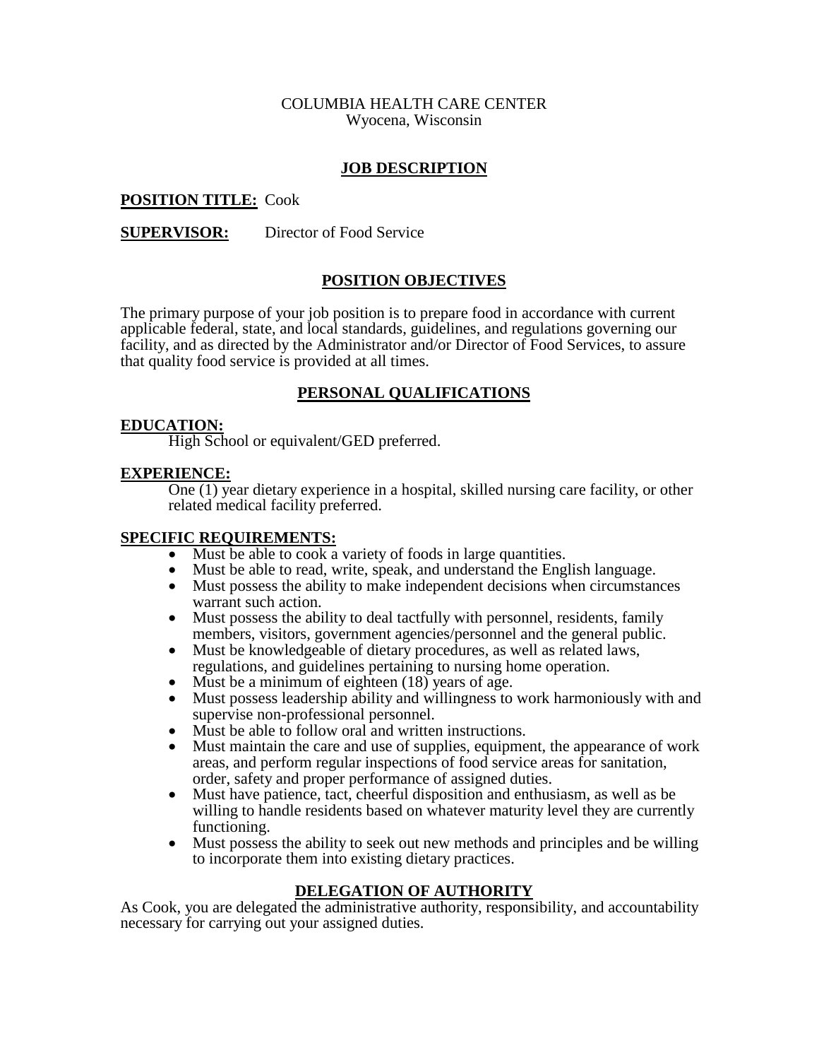COLUMBIA HEALTH CARE CENTER
Wyocena, Wisconsin

# JOB DESCRIPTION

**POSITION TITLE:** Cook

**SUPERVISOR:** Director of Food Service

## POSITION OBJECTIVES

The primary purpose of your job position is to prepare food in accordance with current applicable federal, state, and local standards, guidelines, and regulations governing our facility, and as directed by the Administrator and/or Director of Food Services, to assure that quality food service is provided at all times.

## PERSONAL QUALIFICATIONS

### EDUCATION:

High School or equivalent/GED preferred.

### EXPERIENCE:

One (1) year dietary experience in a hospital, skilled nursing care facility, or other related medical facility preferred.

### SPECIFIC REQUIREMENTS:

- Must be able to cook a variety of foods in large quantities.
- Must be able to read, write, speak, and understand the English language.
- Must possess the ability to make independent decisions when circumstances warrant such action.
- Must possess the ability to deal tactfully with personnel, residents, family members, visitors, government agencies/personnel and the general public.
- Must be knowledgeable of dietary procedures, as well as related laws, regulations, and guidelines pertaining to nursing home operation.
- Must be a minimum of eighteen (18) years of age.
- Must possess leadership ability and willingness to work harmoniously with and supervise non-professional personnel.
- Must be able to follow oral and written instructions.
- Must maintain the care and use of supplies, equipment, the appearance of work areas, and perform regular inspections of food service areas for sanitation, order, safety and proper performance of assigned duties.
- Must have patience, tact, cheerful disposition and enthusiasm, as well as be willing to handle residents based on whatever maturity level they are currently functioning.
- Must possess the ability to seek out new methods and principles and be willing to incorporate them into existing dietary practices.

## DELEGATION OF AUTHORITY

As Cook, you are delegated the administrative authority, responsibility, and accountability necessary for carrying out your assigned duties.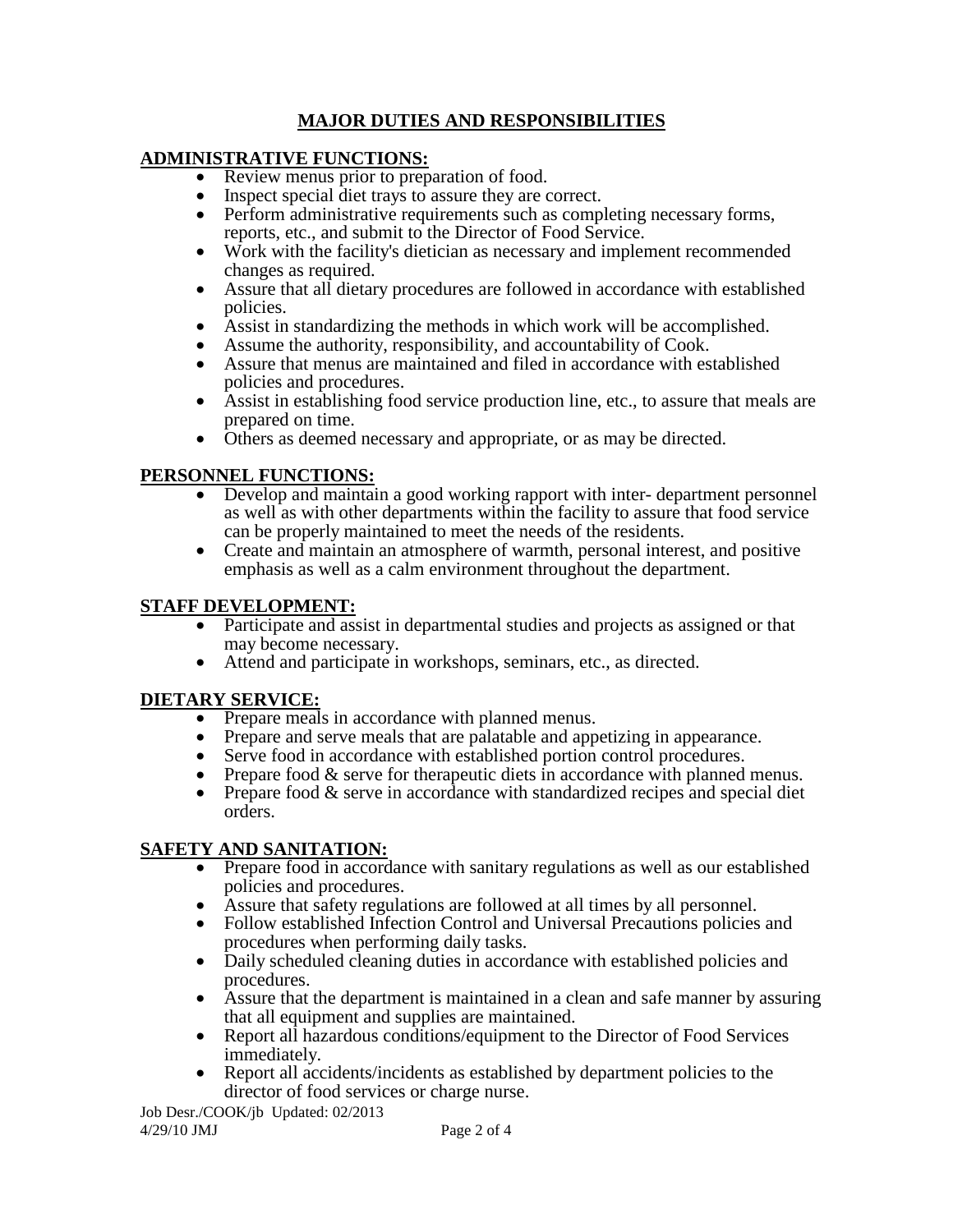## MAJOR DUTIES AND RESPONSIBILITIES

### ADMINISTRATIVE FUNCTIONS:

- Review menus prior to preparation of food.
- Inspect special diet trays to assure they are correct.
- Perform administrative requirements such as completing necessary forms, reports, etc., and submit to the Director of Food Service.
- Work with the facility's dietician as necessary and implement recommended changes as required.
- Assure that all dietary procedures are followed in accordance with established policies.
- Assist in standardizing the methods in which work will be accomplished.
- Assume the authority, responsibility, and accountability of Cook.
- Assure that menus are maintained and filed in accordance with established policies and procedures.
- Assist in establishing food service production line, etc., to assure that meals are prepared on time.
- Others as deemed necessary and appropriate, or as may be directed.

### PERSONNEL FUNCTIONS:

- Develop and maintain a good working rapport with inter- department personnel as well as with other departments within the facility to assure that food service can be properly maintained to meet the needs of the residents.
- Create and maintain an atmosphere of warmth, personal interest, and positive emphasis as well as a calm environment throughout the department.

### STAFF DEVELOPMENT:

- Participate and assist in departmental studies and projects as assigned or that may become necessary.
- Attend and participate in workshops, seminars, etc., as directed.

### DIETARY SERVICE:

- Prepare meals in accordance with planned menus.
- Prepare and serve meals that are palatable and appetizing in appearance.
- Serve food in accordance with established portion control procedures.
- Prepare food & serve for therapeutic diets in accordance with planned menus.
- Prepare food & serve in accordance with standardized recipes and special diet orders.

### SAFETY AND SANITATION:

- Prepare food in accordance with sanitary regulations as well as our established policies and procedures.
- Assure that safety regulations are followed at all times by all personnel.
- Follow established Infection Control and Universal Precautions policies and procedures when performing daily tasks.
- Daily scheduled cleaning duties in accordance with established policies and procedures.
- Assure that the department is maintained in a clean and safe manner by assuring that all equipment and supplies are maintained.
- Report all hazardous conditions/equipment to the Director of Food Services immediately.
- Report all accidents/incidents as established by department policies to the director of food services or charge nurse.

Job Desr./COOK/jb Updated: 02/2013
4/29/10 JMJ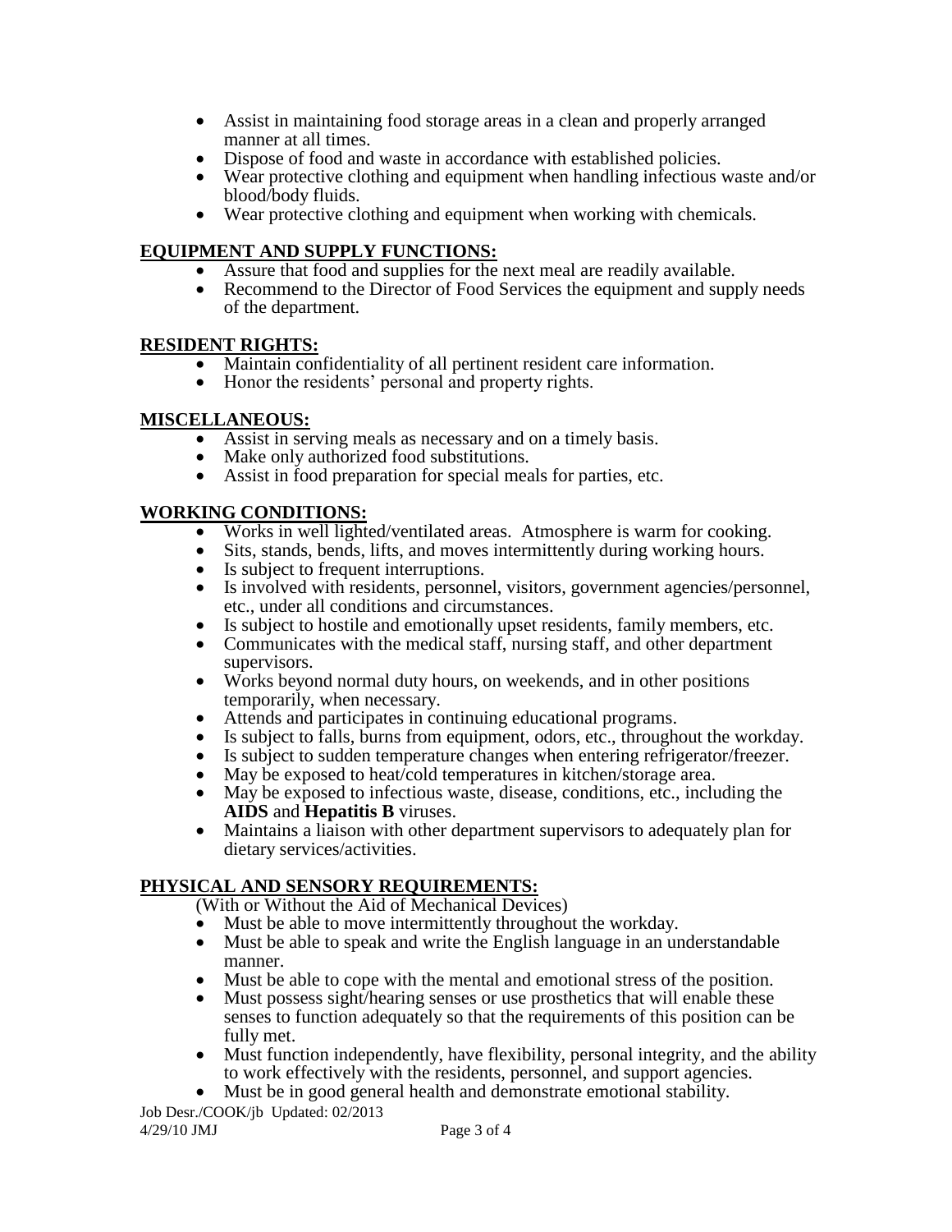- Assist in maintaining food storage areas in a clean and properly arranged manner at all times.
- Dispose of food and waste in accordance with established policies.
- Wear protective clothing and equipment when handling infectious waste and/or blood/body fluids.
- Wear protective clothing and equipment when working with chemicals.

**EQUIPMENT AND SUPPLY FUNCTIONS:**

- Assure that food and supplies for the next meal are readily available.
- Recommend to the Director of Food Services the equipment and supply needs of the department.

**RESIDENT RIGHTS:**

- Maintain confidentiality of all pertinent resident care information.
- Honor the residents' personal and property rights.

**MISCELLANEOUS:**

- Assist in serving meals as necessary and on a timely basis.
- Make only authorized food substitutions.
- Assist in food preparation for special meals for parties, etc.

**WORKING CONDITIONS:**

- Works in well lighted/ventilated areas. Atmosphere is warm for cooking.
- Sits, stands, bends, lifts, and moves intermittently during working hours.
- Is subject to frequent interruptions.
- Is involved with residents, personnel, visitors, government agencies/personnel, etc., under all conditions and circumstances.
- Is subject to hostile and emotionally upset residents, family members, etc.
- Communicates with the medical staff, nursing staff, and other department supervisors.
- Works beyond normal duty hours, on weekends, and in other positions temporarily, when necessary.
- Attends and participates in continuing educational programs.
- Is subject to falls, burns from equipment, odors, etc., throughout the workday.
- Is subject to sudden temperature changes when entering refrigerator/freezer.
- May be exposed to heat/cold temperatures in kitchen/storage area.
- May be exposed to infectious waste, disease, conditions, etc., including the **AIDS** and **Hepatitis B** viruses.
- Maintains a liaison with other department supervisors to adequately plan for dietary services/activities.

**PHYSICAL AND SENSORY REQUIREMENTS:**

(With or Without the Aid of Mechanical Devices)

- Must be able to move intermittently throughout the workday.
- Must be able to speak and write the English language in an understandable manner.
- Must be able to cope with the mental and emotional stress of the position.
- Must possess sight/hearing senses or use prosthetics that will enable these senses to function adequately so that the requirements of this position can be fully met.
- Must function independently, have flexibility, personal integrity, and the ability to work effectively with the residents, personnel, and support agencies.
- Must be in good general health and demonstrate emotional stability.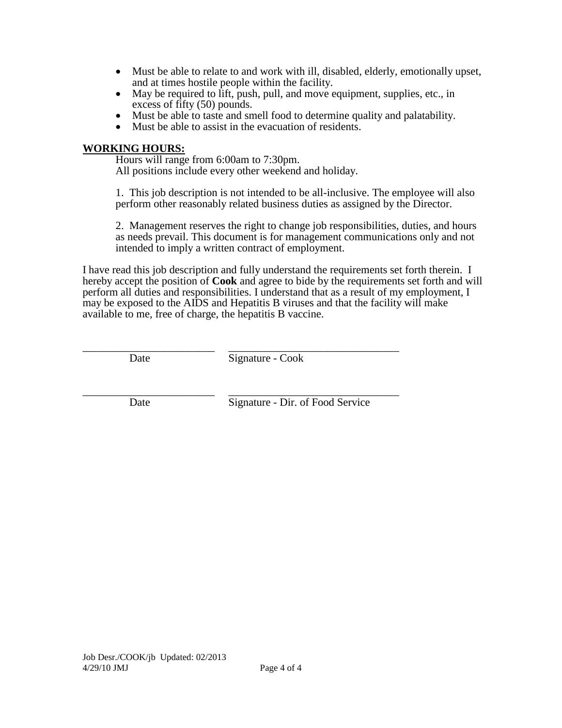- Must be able to relate to and work with ill, disabled, elderly, emotionally upset, and at times hostile people within the facility.
- May be required to lift, push, pull, and move equipment, supplies, etc., in excess of fifty (50) pounds.
- Must be able to taste and smell food to determine quality and palatability.
- Must be able to assist in the evacuation of residents.

**WORKING HOURS:**

Hours will range from 6:00am to 7:30pm.
All positions include every other weekend and holiday.

1. This job description is not intended to be all-inclusive. The employee will also perform other reasonably related business duties as assigned by the Director.

2. Management reserves the right to change job responsibilities, duties, and hours as needs prevail. This document is for management communications only and not intended to imply a written contract of employment.

I have read this job description and fully understand the requirements set forth therein. I hereby accept the position of **Cook** and agree to bide by the requirements set forth and will perform all duties and responsibilities. I understand that as a result of my employment, I may be exposed to the AIDS and Hepatitis B viruses and that the facility will make available to me, free of charge, the hepatitis B vaccine.

\_\_\_\_\_\_\_\_\_\_\_\_\_\_\_\_\_\_\_\_\_\_\_\_ \_\_\_\_\_\_\_\_\_\_\_\_\_\_\_\_\_\_\_\_\_\_\_\_\_\_\_\_\_\_\_
Date Signature - Cook

\_\_\_\_\_\_\_\_\_\_\_\_\_\_\_\_\_\_\_\_\_\_\_\_ \_\_\_\_\_\_\_\_\_\_\_\_\_\_\_\_\_\_\_\_\_\_\_\_\_\_\_\_\_\_\_
Date Signature - Dir. of Food Service

Job Desr./COOK/jb Updated: 02/2013
4/29/10 JMJ